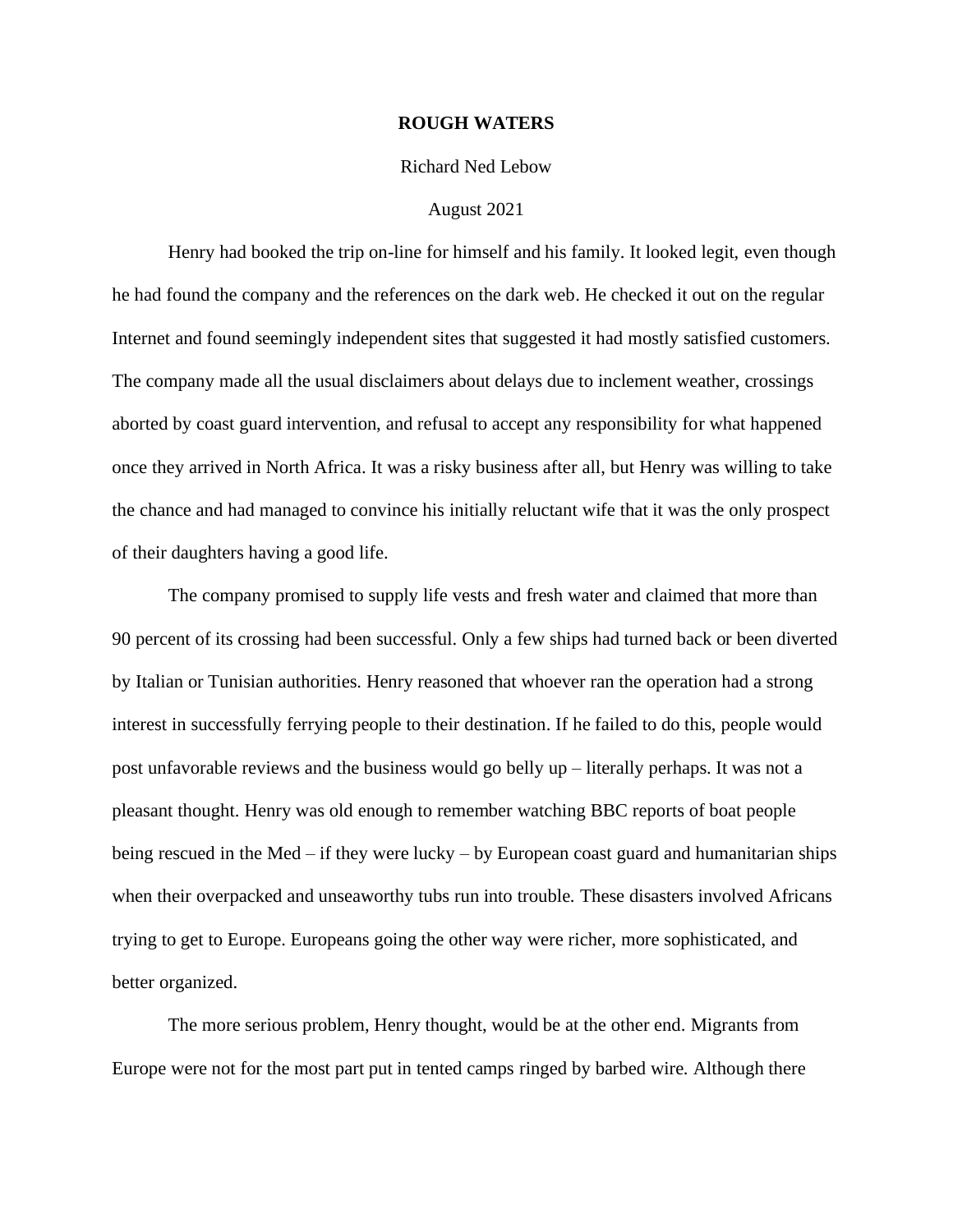# ROUGH WATERS

Richard Ned Lebow

August 2021

Henry had booked the trip on-line for himself and his family. It looked legit, even though he had found the company and the references on the dark web. He checked it out on the regular Internet and found seemingly independent sites that suggested it had mostly satisfied customers. The company made all the usual disclaimers about delays due to inclement weather, crossings aborted by coast guard intervention, and refusal to accept any responsibility for what happened once they arrived in North Africa. It was a risky business after all, but Henry was willing to take the chance and had managed to convince his initially reluctant wife that it was the only prospect of their daughters having a good life.

The company promised to supply life vests and fresh water and claimed that more than 90 percent of its crossing had been successful. Only a few ships had turned back or been diverted by Italian or Tunisian authorities. Henry reasoned that whoever ran the operation had a strong interest in successfully ferrying people to their destination. If he failed to do this, people would post unfavorable reviews and the business would go belly up – literally perhaps. It was not a pleasant thought. Henry was old enough to remember watching BBC reports of boat people being rescued in the Med – if they were lucky – by European coast guard and humanitarian ships when their overpacked and unseaworthy tubs run into trouble. These disasters involved Africans trying to get to Europe. Europeans going the other way were richer, more sophisticated, and better organized.

The more serious problem, Henry thought, would be at the other end. Migrants from Europe were not for the most part put in tented camps ringed by barbed wire. Although there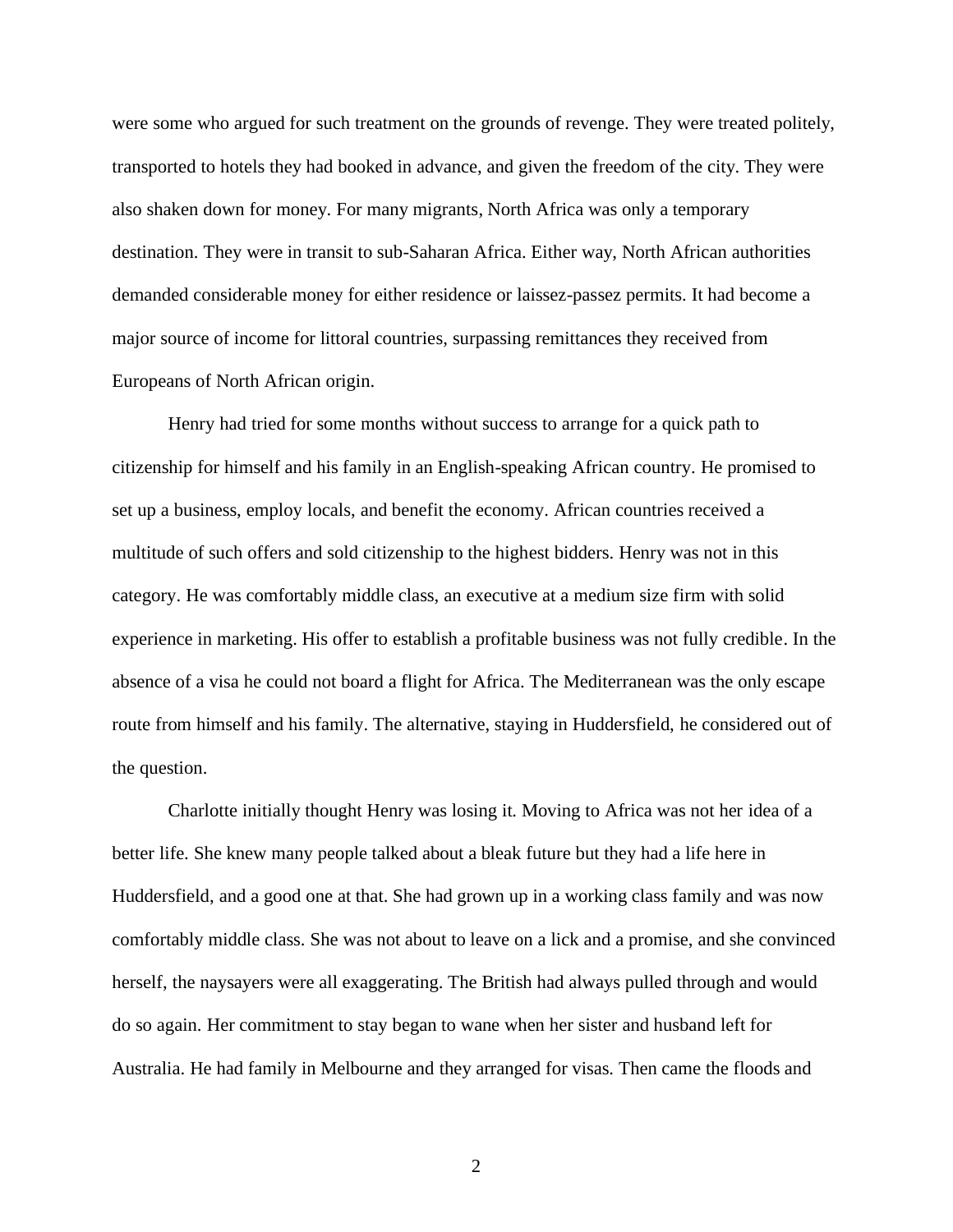were some who argued for such treatment on the grounds of revenge. They were treated politely, transported to hotels they had booked in advance, and given the freedom of the city. They were also shaken down for money. For many migrants, North Africa was only a temporary destination. They were in transit to sub-Saharan Africa. Either way, North African authorities demanded considerable money for either residence or laissez-passez permits. It had become a major source of income for littoral countries, surpassing remittances they received from Europeans of North African origin.

Henry had tried for some months without success to arrange for a quick path to citizenship for himself and his family in an English-speaking African country. He promised to set up a business, employ locals, and benefit the economy. African countries received a multitude of such offers and sold citizenship to the highest bidders. Henry was not in this category. He was comfortably middle class, an executive at a medium size firm with solid experience in marketing. His offer to establish a profitable business was not fully credible. In the absence of a visa he could not board a flight for Africa. The Mediterranean was the only escape route from himself and his family. The alternative, staying in Huddersfield, he considered out of the question.

Charlotte initially thought Henry was losing it. Moving to Africa was not her idea of a better life. She knew many people talked about a bleak future but they had a life here in Huddersfield, and a good one at that. She had grown up in a working class family and was now comfortably middle class. She was not about to leave on a lick and a promise, and she convinced herself, the naysayers were all exaggerating. The British had always pulled through and would do so again. Her commitment to stay began to wane when her sister and husband left for Australia. He had family in Melbourne and they arranged for visas. Then came the floods and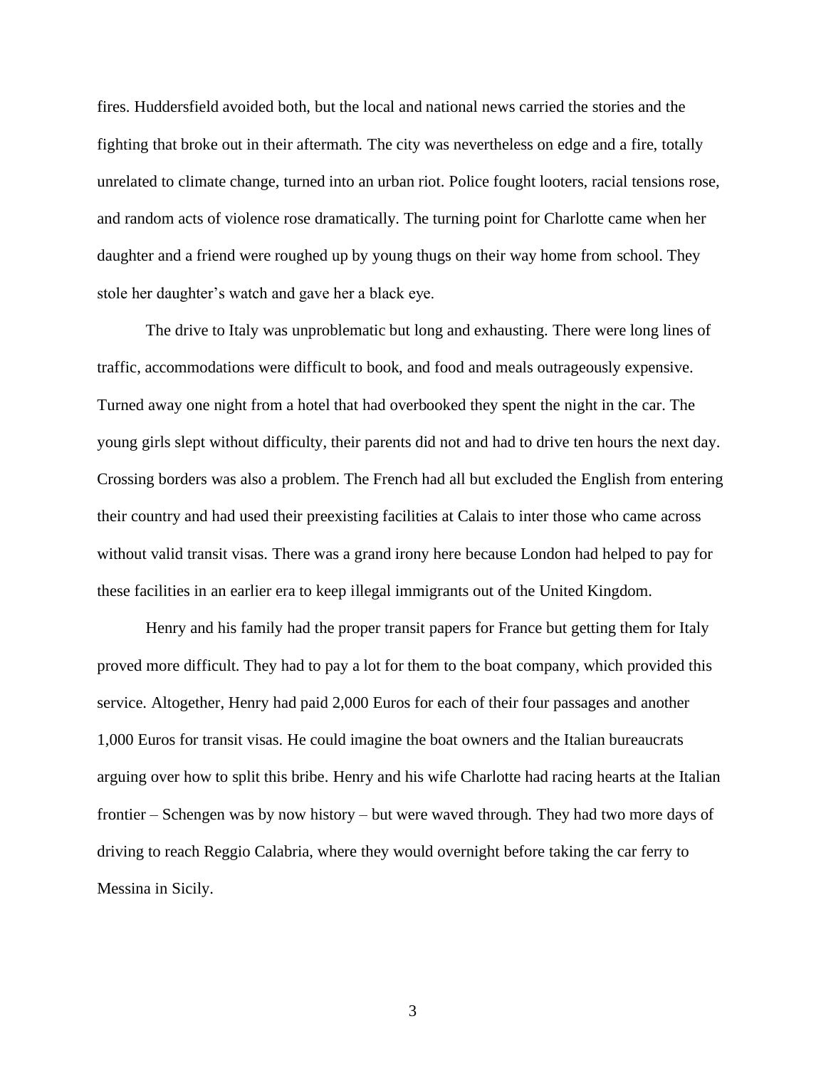fires. Huddersfield avoided both, but the local and national news carried the stories and the fighting that broke out in their aftermath. The city was nevertheless on edge and a fire, totally unrelated to climate change, turned into an urban riot. Police fought looters, racial tensions rose, and random acts of violence rose dramatically. The turning point for Charlotte came when her daughter and a friend were roughed up by young thugs on their way home from school. They stole her daughter's watch and gave her a black eye.

The drive to Italy was unproblematic but long and exhausting. There were long lines of traffic, accommodations were difficult to book, and food and meals outrageously expensive. Turned away one night from a hotel that had overbooked they spent the night in the car. The young girls slept without difficulty, their parents did not and had to drive ten hours the next day. Crossing borders was also a problem. The French had all but excluded the English from entering their country and had used their preexisting facilities at Calais to inter those who came across without valid transit visas. There was a grand irony here because London had helped to pay for these facilities in an earlier era to keep illegal immigrants out of the United Kingdom.

Henry and his family had the proper transit papers for France but getting them for Italy proved more difficult. They had to pay a lot for them to the boat company, which provided this service. Altogether, Henry had paid 2,000 Euros for each of their four passages and another 1,000 Euros for transit visas. He could imagine the boat owners and the Italian bureaucrats arguing over how to split this bribe. Henry and his wife Charlotte had racing hearts at the Italian frontier – Schengen was by now history – but were waved through. They had two more days of driving to reach Reggio Calabria, where they would overnight before taking the car ferry to Messina in Sicily.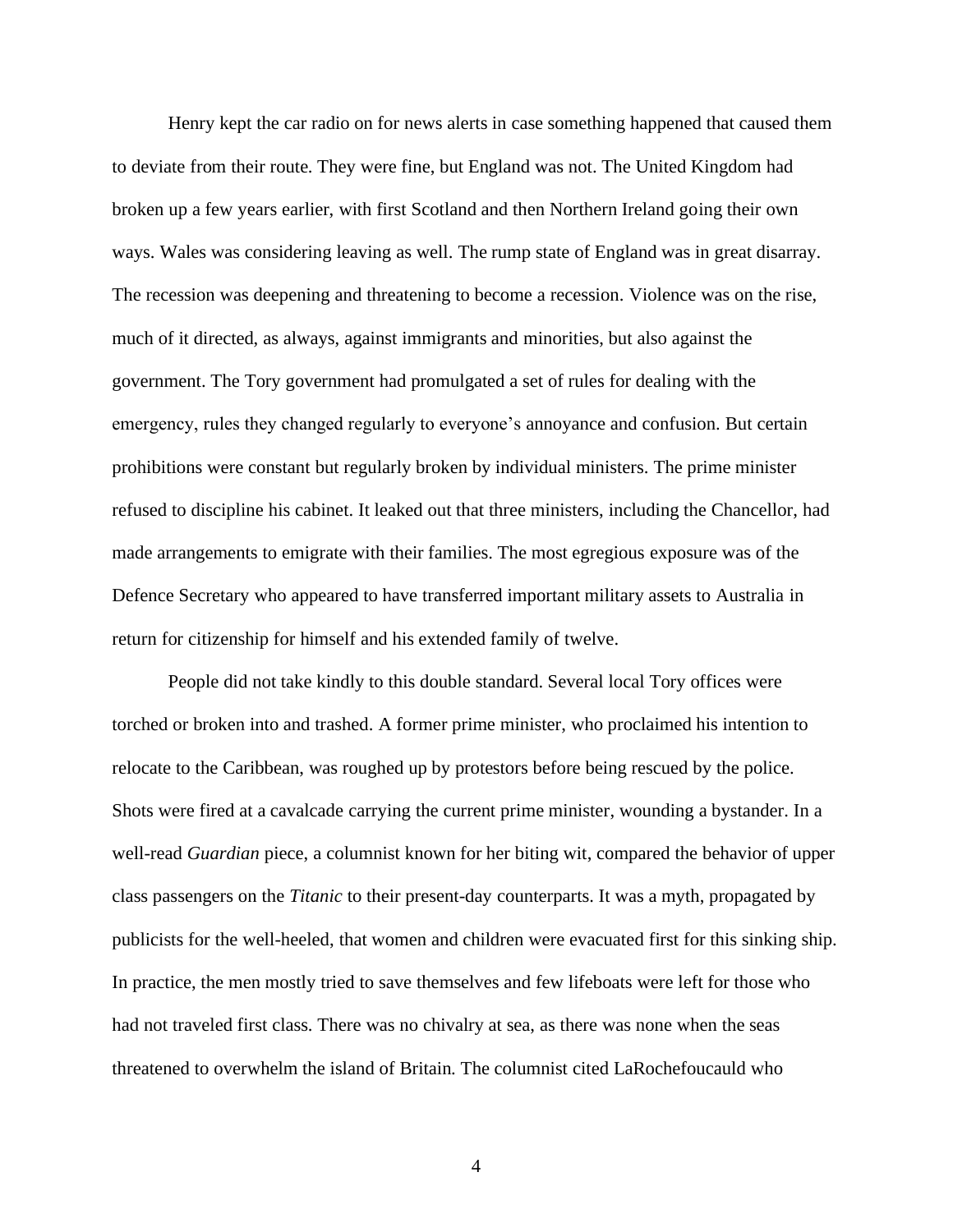Henry kept the car radio on for news alerts in case something happened that caused them to deviate from their route. They were fine, but England was not. The United Kingdom had broken up a few years earlier, with first Scotland and then Northern Ireland going their own ways. Wales was considering leaving as well. The rump state of England was in great disarray. The recession was deepening and threatening to become a recession. Violence was on the rise, much of it directed, as always, against immigrants and minorities, but also against the government. The Tory government had promulgated a set of rules for dealing with the emergency, rules they changed regularly to everyone's annoyance and confusion. But certain prohibitions were constant but regularly broken by individual ministers. The prime minister refused to discipline his cabinet. It leaked out that three ministers, including the Chancellor, had made arrangements to emigrate with their families. The most egregious exposure was of the Defence Secretary who appeared to have transferred important military assets to Australia in return for citizenship for himself and his extended family of twelve.

People did not take kindly to this double standard. Several local Tory offices were torched or broken into and trashed. A former prime minister, who proclaimed his intention to relocate to the Caribbean, was roughed up by protestors before being rescued by the police. Shots were fired at a cavalcade carrying the current prime minister, wounding a bystander. In a well-read *Guardian* piece, a columnist known for her biting wit, compared the behavior of upper class passengers on the *Titanic* to their present-day counterparts. It was a myth, propagated by publicists for the well-heeled, that women and children were evacuated first for this sinking ship. In practice, the men mostly tried to save themselves and few lifeboats were left for those who had not traveled first class. There was no chivalry at sea, as there was none when the seas threatened to overwhelm the island of Britain. The columnist cited LaRochefoucauld who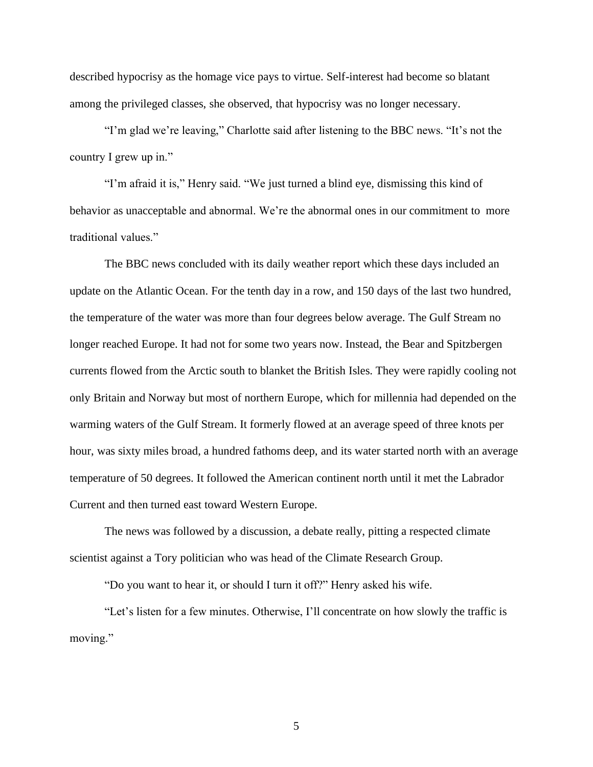described hypocrisy as the homage vice pays to virtue. Self-interest had become so blatant among the privileged classes, she observed, that hypocrisy was no longer necessary.

"I'm glad we're leaving," Charlotte said after listening to the BBC news. "It's not the country I grew up in."

"I'm afraid it is," Henry said. "We just turned a blind eye, dismissing this kind of behavior as unacceptable and abnormal. We're the abnormal ones in our commitment to more traditional values."

The BBC news concluded with its daily weather report which these days included an update on the Atlantic Ocean. For the tenth day in a row, and 150 days of the last two hundred, the temperature of the water was more than four degrees below average. The Gulf Stream no longer reached Europe. It had not for some two years now. Instead, the Bear and Spitzbergen currents flowed from the Arctic south to blanket the British Isles. They were rapidly cooling not only Britain and Norway but most of northern Europe, which for millennia had depended on the warming waters of the Gulf Stream. It formerly flowed at an average speed of three knots per hour, was sixty miles broad, a hundred fathoms deep, and its water started north with an average temperature of 50 degrees. It followed the American continent north until it met the Labrador Current and then turned east toward Western Europe.

The news was followed by a discussion, a debate really, pitting a respected climate scientist against a Tory politician who was head of the Climate Research Group.

"Do you want to hear it, or should I turn it off?" Henry asked his wife.

"Let's listen for a few minutes. Otherwise, I'll concentrate on how slowly the traffic is moving."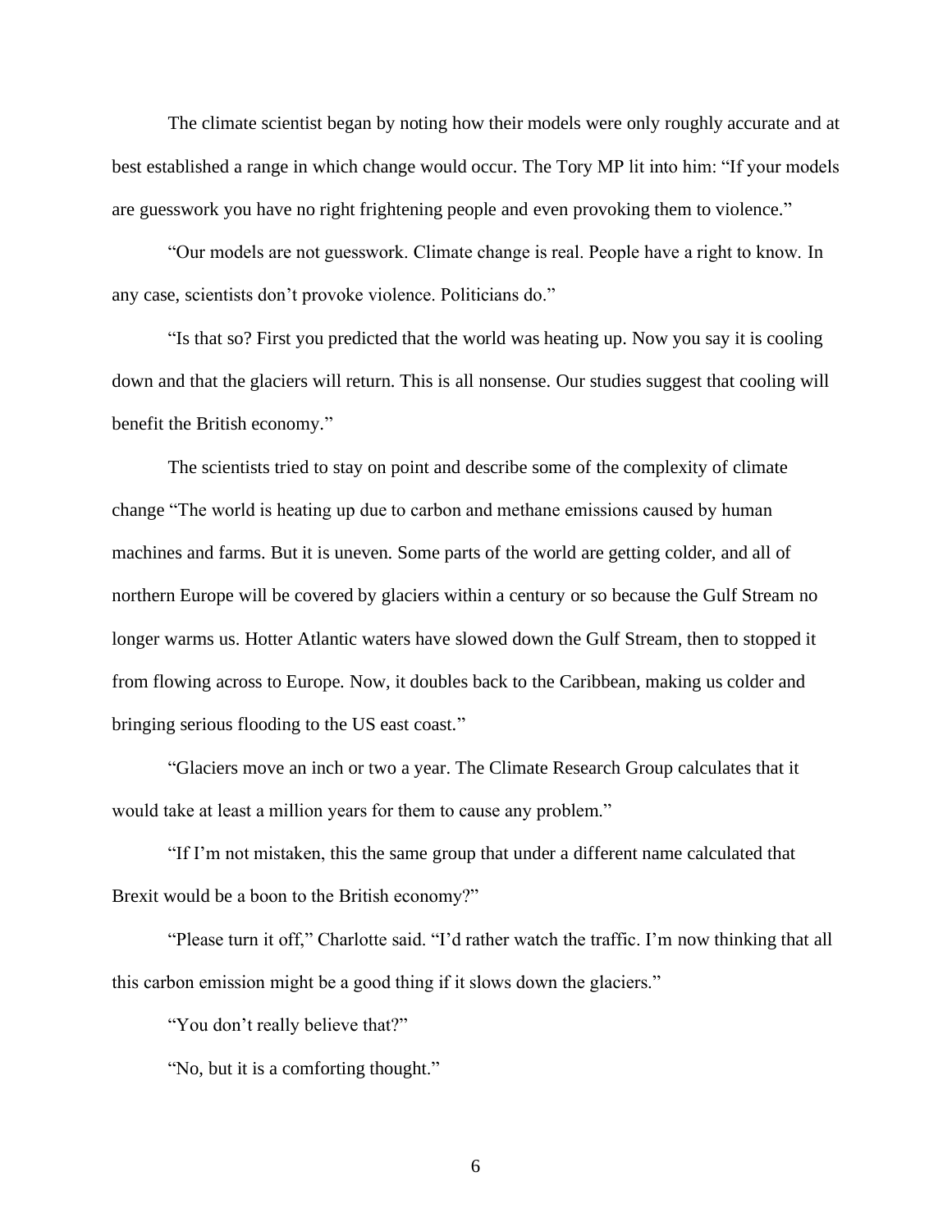The climate scientist began by noting how their models were only roughly accurate and at best established a range in which change would occur. The Tory MP lit into him: "If your models are guesswork you have no right frightening people and even provoking them to violence."

"Our models are not guesswork. Climate change is real. People have a right to know. In any case, scientists don't provoke violence. Politicians do."

"Is that so? First you predicted that the world was heating up. Now you say it is cooling down and that the glaciers will return. This is all nonsense. Our studies suggest that cooling will benefit the British economy."

The scientists tried to stay on point and describe some of the complexity of climate change "The world is heating up due to carbon and methane emissions caused by human machines and farms. But it is uneven. Some parts of the world are getting colder, and all of northern Europe will be covered by glaciers within a century or so because the Gulf Stream no longer warms us. Hotter Atlantic waters have slowed down the Gulf Stream, then to stopped it from flowing across to Europe. Now, it doubles back to the Caribbean, making us colder and bringing serious flooding to the US east coast."

"Glaciers move an inch or two a year. The Climate Research Group calculates that it would take at least a million years for them to cause any problem."

"If I'm not mistaken, this the same group that under a different name calculated that Brexit would be a boon to the British economy?"

"Please turn it off," Charlotte said. "I'd rather watch the traffic. I'm now thinking that all this carbon emission might be a good thing if it slows down the glaciers."

"You don't really believe that?"

"No, but it is a comforting thought."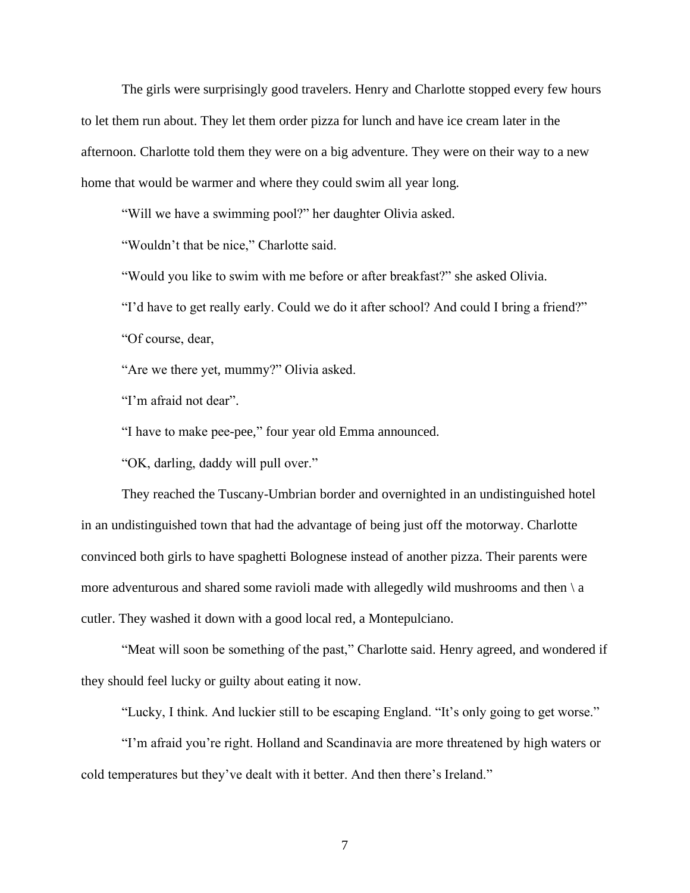The girls were surprisingly good travelers. Henry and Charlotte stopped every few hours to let them run about. They let them order pizza for lunch and have ice cream later in the afternoon. Charlotte told them they were on a big adventure. They were on their way to a new home that would be warmer and where they could swim all year long.

"Will we have a swimming pool?" her daughter Olivia asked.

"Wouldn't that be nice," Charlotte said.

"Would you like to swim with me before or after breakfast?" she asked Olivia.

"I'd have to get really early. Could we do it after school? And could I bring a friend?"

"Of course, dear,

"Are we there yet, mummy?" Olivia asked.

"I'm afraid not dear".

"I have to make pee-pee," four year old Emma announced.

"OK, darling, daddy will pull over."

They reached the Tuscany-Umbrian border and overnighted in an undistinguished hotel in an undistinguished town that had the advantage of being just off the motorway. Charlotte convinced both girls to have spaghetti Bolognese instead of another pizza. Their parents were more adventurous and shared some ravioli made with allegedly wild mushrooms and then \ a cutler. They washed it down with a good local red, a Montepulciano.

"Meat will soon be something of the past," Charlotte said. Henry agreed, and wondered if they should feel lucky or guilty about eating it now.

"Lucky, I think. And luckier still to be escaping England. "It's only going to get worse."

"I'm afraid you're right. Holland and Scandinavia are more threatened by high waters or cold temperatures but they've dealt with it better. And then there's Ireland."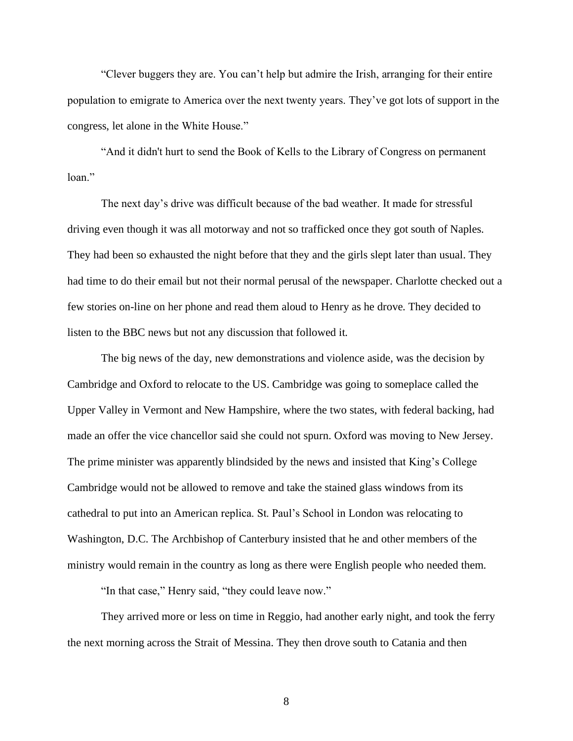"Clever buggers they are. You can't help but admire the Irish, arranging for their entire population to emigrate to America over the next twenty years. They've got lots of support in the congress, let alone in the White House."

"And it didn't hurt to send the Book of Kells to the Library of Congress on permanent loan."

The next day's drive was difficult because of the bad weather. It made for stressful driving even though it was all motorway and not so trafficked once they got south of Naples. They had been so exhausted the night before that they and the girls slept later than usual. They had time to do their email but not their normal perusal of the newspaper. Charlotte checked out a few stories on-line on her phone and read them aloud to Henry as he drove. They decided to listen to the BBC news but not any discussion that followed it.

The big news of the day, new demonstrations and violence aside, was the decision by Cambridge and Oxford to relocate to the US. Cambridge was going to someplace called the Upper Valley in Vermont and New Hampshire, where the two states, with federal backing, had made an offer the vice chancellor said she could not spurn. Oxford was moving to New Jersey. The prime minister was apparently blindsided by the news and insisted that King's College Cambridge would not be allowed to remove and take the stained glass windows from its cathedral to put into an American replica. St. Paul's School in London was relocating to Washington, D.C. The Archbishop of Canterbury insisted that he and other members of the ministry would remain in the country as long as there were English people who needed them.

"In that case," Henry said, "they could leave now."

They arrived more or less on time in Reggio, had another early night, and took the ferry the next morning across the Strait of Messina. They then drove south to Catania and then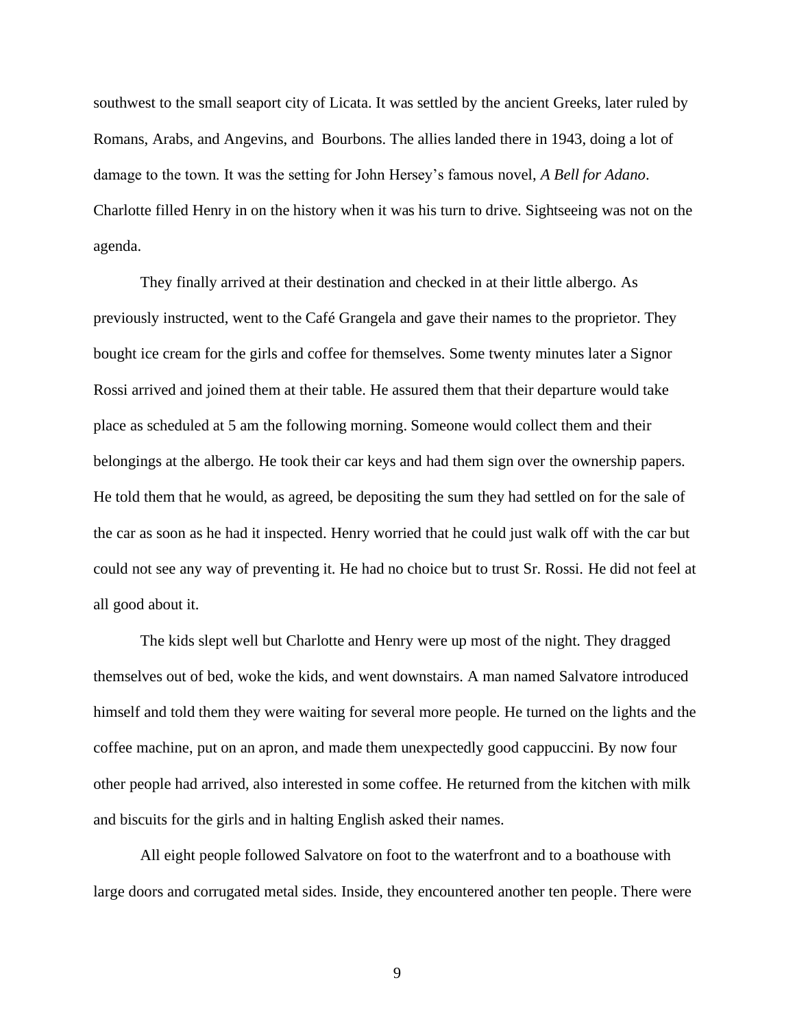southwest to the small seaport city of Licata. It was settled by the ancient Greeks, later ruled by Romans, Arabs, and Angevins, and Bourbons. The allies landed there in 1943, doing a lot of damage to the town. It was the setting for John Hersey's famous novel, *A Bell for Adano*. Charlotte filled Henry in on the history when it was his turn to drive. Sightseeing was not on the agenda.

They finally arrived at their destination and checked in at their little albergo. As previously instructed, went to the Café Grangela and gave their names to the proprietor. They bought ice cream for the girls and coffee for themselves. Some twenty minutes later a Signor Rossi arrived and joined them at their table. He assured them that their departure would take place as scheduled at 5 am the following morning. Someone would collect them and their belongings at the albergo. He took their car keys and had them sign over the ownership papers. He told them that he would, as agreed, be depositing the sum they had settled on for the sale of the car as soon as he had it inspected. Henry worried that he could just walk off with the car but could not see any way of preventing it. He had no choice but to trust Sr. Rossi. He did not feel at all good about it.

The kids slept well but Charlotte and Henry were up most of the night. They dragged themselves out of bed, woke the kids, and went downstairs. A man named Salvatore introduced himself and told them they were waiting for several more people. He turned on the lights and the coffee machine, put on an apron, and made them unexpectedly good cappuccini. By now four other people had arrived, also interested in some coffee. He returned from the kitchen with milk and biscuits for the girls and in halting English asked their names.

All eight people followed Salvatore on foot to the waterfront and to a boathouse with large doors and corrugated metal sides. Inside, they encountered another ten people. There were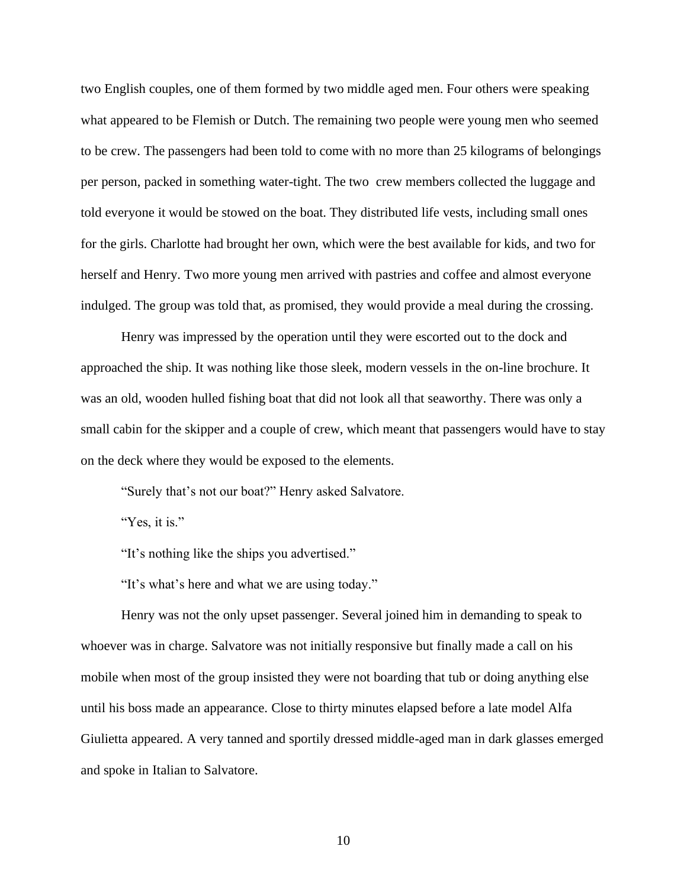two English couples, one of them formed by two middle aged men. Four others were speaking what appeared to be Flemish or Dutch. The remaining two people were young men who seemed to be crew. The passengers had been told to come with no more than 25 kilograms of belongings per person, packed in something water-tight. The two crew members collected the luggage and told everyone it would be stowed on the boat. They distributed life vests, including small ones for the girls. Charlotte had brought her own, which were the best available for kids, and two for herself and Henry. Two more young men arrived with pastries and coffee and almost everyone indulged. The group was told that, as promised, they would provide a meal during the crossing.

Henry was impressed by the operation until they were escorted out to the dock and approached the ship. It was nothing like those sleek, modern vessels in the on-line brochure. It was an old, wooden hulled fishing boat that did not look all that seaworthy. There was only a small cabin for the skipper and a couple of crew, which meant that passengers would have to stay on the deck where they would be exposed to the elements.

"Surely that's not our boat?" Henry asked Salvatore.

"Yes, it is."

"It's nothing like the ships you advertised."

"It's what's here and what we are using today."

Henry was not the only upset passenger. Several joined him in demanding to speak to whoever was in charge. Salvatore was not initially responsive but finally made a call on his mobile when most of the group insisted they were not boarding that tub or doing anything else until his boss made an appearance. Close to thirty minutes elapsed before a late model Alfa Giulietta appeared. A very tanned and sportily dressed middle-aged man in dark glasses emerged and spoke in Italian to Salvatore.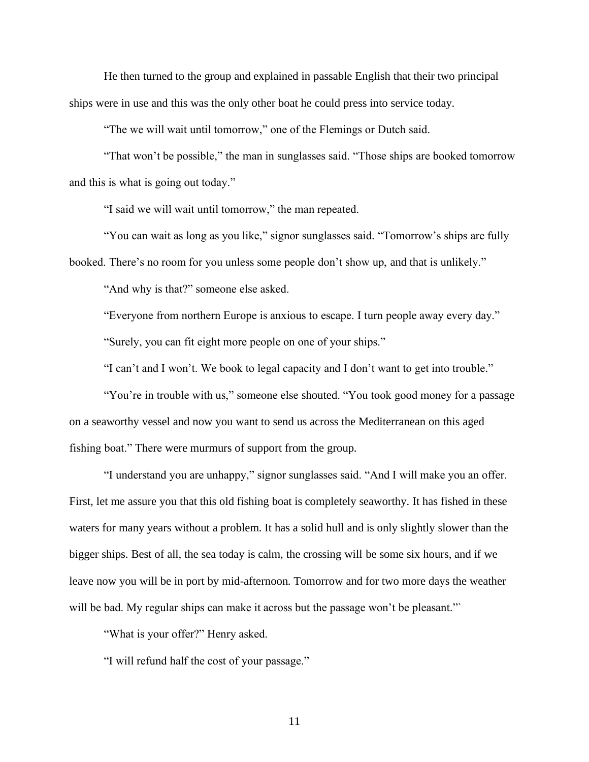He then turned to the group and explained in passable English that their two principal ships were in use and this was the only other boat he could press into service today.

"The we will wait until tomorrow," one of the Flemings or Dutch said.

"That won't be possible," the man in sunglasses said. "Those ships are booked tomorrow and this is what is going out today."

"I said we will wait until tomorrow," the man repeated.

"You can wait as long as you like," signor sunglasses said. "Tomorrow's ships are fully booked. There's no room for you unless some people don't show up, and that is unlikely."

"And why is that?" someone else asked.

"Everyone from northern Europe is anxious to escape. I turn people away every day."

"Surely, you can fit eight more people on one of your ships."

"I can't and I won't. We book to legal capacity and I don't want to get into trouble."

"You're in trouble with us," someone else shouted. "You took good money for a passage on a seaworthy vessel and now you want to send us across the Mediterranean on this aged fishing boat." There were murmurs of support from the group.

"I understand you are unhappy," signor sunglasses said. "And I will make you an offer. First, let me assure you that this old fishing boat is completely seaworthy. It has fished in these waters for many years without a problem. It has a solid hull and is only slightly slower than the bigger ships. Best of all, the sea today is calm, the crossing will be some six hours, and if we leave now you will be in port by mid-afternoon. Tomorrow and for two more days the weather will be bad. My regular ships can make it across but the passage won't be pleasant."`

"What is your offer?" Henry asked.

"I will refund half the cost of your passage."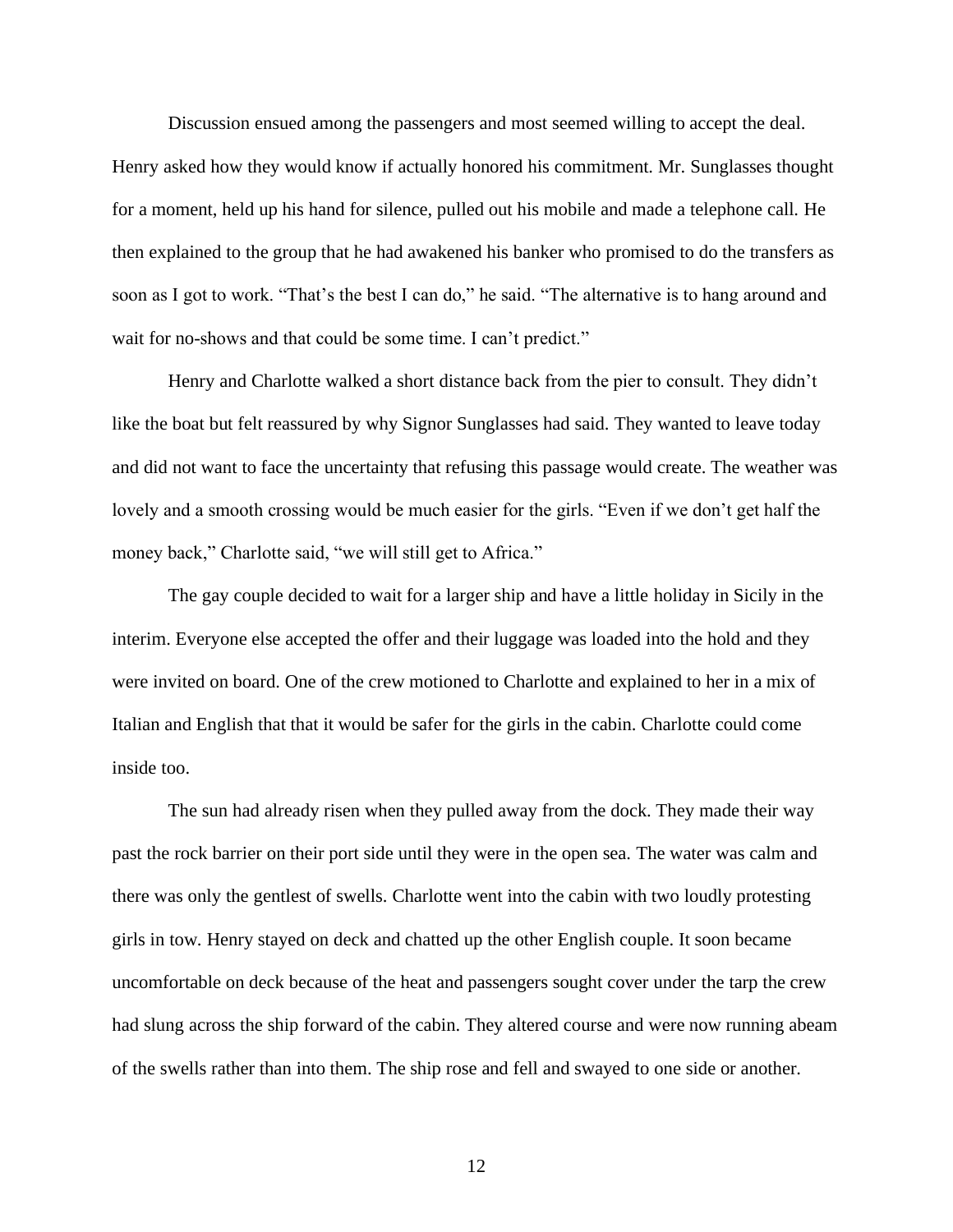Discussion ensued among the passengers and most seemed willing to accept the deal. Henry asked how they would know if actually honored his commitment. Mr. Sunglasses thought for a moment, held up his hand for silence, pulled out his mobile and made a telephone call. He then explained to the group that he had awakened his banker who promised to do the transfers as soon as I got to work. "That's the best I can do," he said. "The alternative is to hang around and wait for no-shows and that could be some time. I can't predict."

Henry and Charlotte walked a short distance back from the pier to consult. They didn't like the boat but felt reassured by why Signor Sunglasses had said. They wanted to leave today and did not want to face the uncertainty that refusing this passage would create. The weather was lovely and a smooth crossing would be much easier for the girls. "Even if we don't get half the money back," Charlotte said, "we will still get to Africa."

The gay couple decided to wait for a larger ship and have a little holiday in Sicily in the interim. Everyone else accepted the offer and their luggage was loaded into the hold and they were invited on board. One of the crew motioned to Charlotte and explained to her in a mix of Italian and English that that it would be safer for the girls in the cabin. Charlotte could come inside too.

The sun had already risen when they pulled away from the dock. They made their way past the rock barrier on their port side until they were in the open sea. The water was calm and there was only the gentlest of swells. Charlotte went into the cabin with two loudly protesting girls in tow. Henry stayed on deck and chatted up the other English couple. It soon became uncomfortable on deck because of the heat and passengers sought cover under the tarp the crew had slung across the ship forward of the cabin. They altered course and were now running abeam of the swells rather than into them. The ship rose and fell and swayed to one side or another.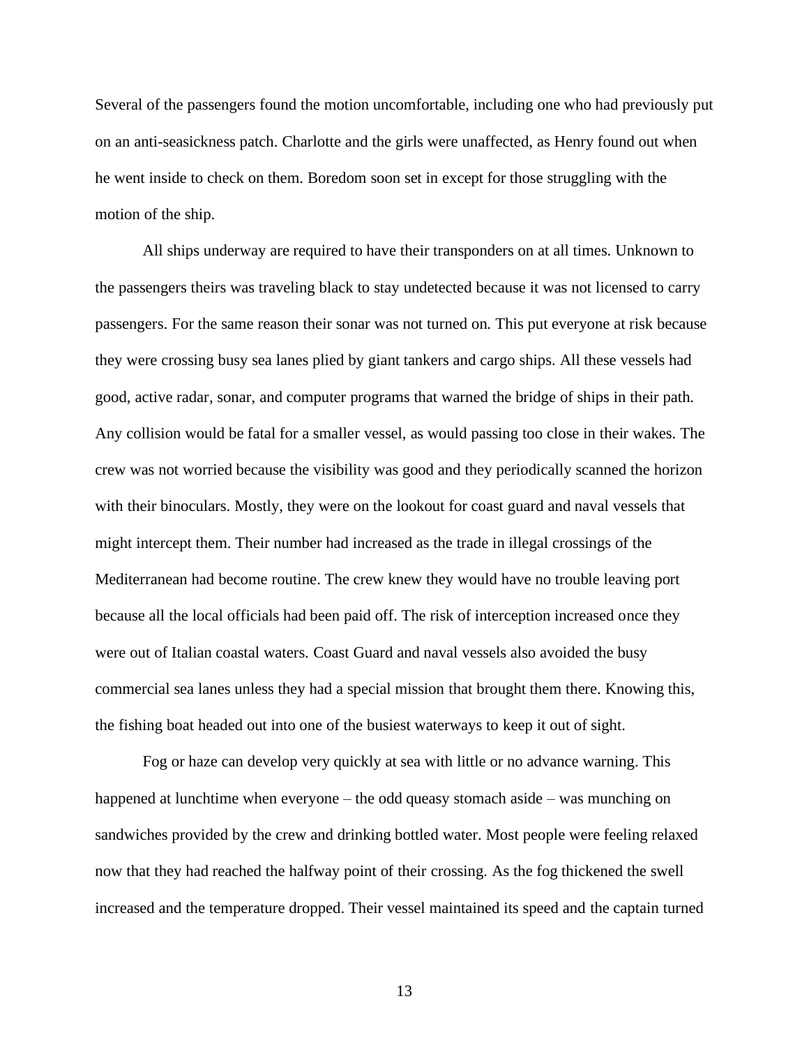Several of the passengers found the motion uncomfortable, including one who had previously put on an anti-seasickness patch. Charlotte and the girls were unaffected, as Henry found out when he went inside to check on them. Boredom soon set in except for those struggling with the motion of the ship.

All ships underway are required to have their transponders on at all times. Unknown to the passengers theirs was traveling black to stay undetected because it was not licensed to carry passengers. For the same reason their sonar was not turned on. This put everyone at risk because they were crossing busy sea lanes plied by giant tankers and cargo ships. All these vessels had good, active radar, sonar, and computer programs that warned the bridge of ships in their path. Any collision would be fatal for a smaller vessel, as would passing too close in their wakes. The crew was not worried because the visibility was good and they periodically scanned the horizon with their binoculars. Mostly, they were on the lookout for coast guard and naval vessels that might intercept them. Their number had increased as the trade in illegal crossings of the Mediterranean had become routine. The crew knew they would have no trouble leaving port because all the local officials had been paid off. The risk of interception increased once they were out of Italian coastal waters. Coast Guard and naval vessels also avoided the busy commercial sea lanes unless they had a special mission that brought them there. Knowing this, the fishing boat headed out into one of the busiest waterways to keep it out of sight.

Fog or haze can develop very quickly at sea with little or no advance warning. This happened at lunchtime when everyone – the odd queasy stomach aside – was munching on sandwiches provided by the crew and drinking bottled water. Most people were feeling relaxed now that they had reached the halfway point of their crossing. As the fog thickened the swell increased and the temperature dropped. Their vessel maintained its speed and the captain turned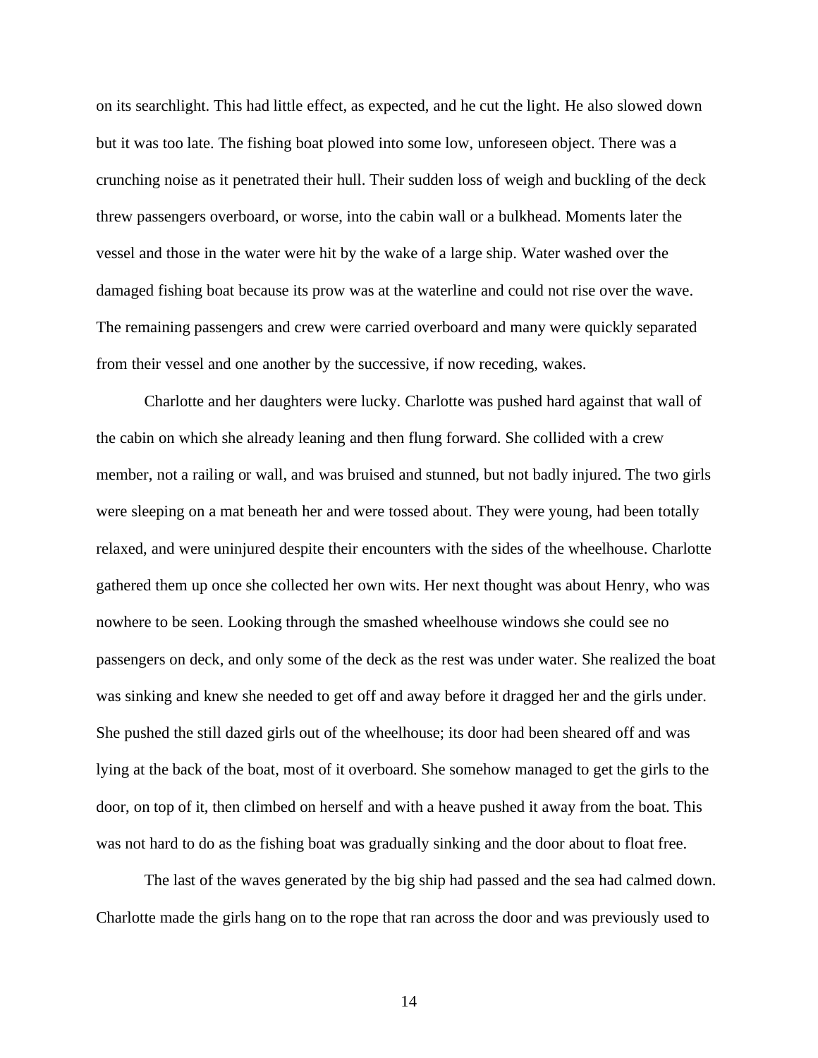on its searchlight. This had little effect, as expected, and he cut the light. He also slowed down but it was too late. The fishing boat plowed into some low, unforeseen object. There was a crunching noise as it penetrated their hull. Their sudden loss of weigh and buckling of the deck threw passengers overboard, or worse, into the cabin wall or a bulkhead. Moments later the vessel and those in the water were hit by the wake of a large ship. Water washed over the damaged fishing boat because its prow was at the waterline and could not rise over the wave. The remaining passengers and crew were carried overboard and many were quickly separated from their vessel and one another by the successive, if now receding, wakes.

Charlotte and her daughters were lucky. Charlotte was pushed hard against that wall of the cabin on which she already leaning and then flung forward. She collided with a crew member, not a railing or wall, and was bruised and stunned, but not badly injured. The two girls were sleeping on a mat beneath her and were tossed about. They were young, had been totally relaxed, and were uninjured despite their encounters with the sides of the wheelhouse. Charlotte gathered them up once she collected her own wits. Her next thought was about Henry, who was nowhere to be seen. Looking through the smashed wheelhouse windows she could see no passengers on deck, and only some of the deck as the rest was under water. She realized the boat was sinking and knew she needed to get off and away before it dragged her and the girls under. She pushed the still dazed girls out of the wheelhouse; its door had been sheared off and was lying at the back of the boat, most of it overboard. She somehow managed to get the girls to the door, on top of it, then climbed on herself and with a heave pushed it away from the boat. This was not hard to do as the fishing boat was gradually sinking and the door about to float free.

The last of the waves generated by the big ship had passed and the sea had calmed down. Charlotte made the girls hang on to the rope that ran across the door and was previously used to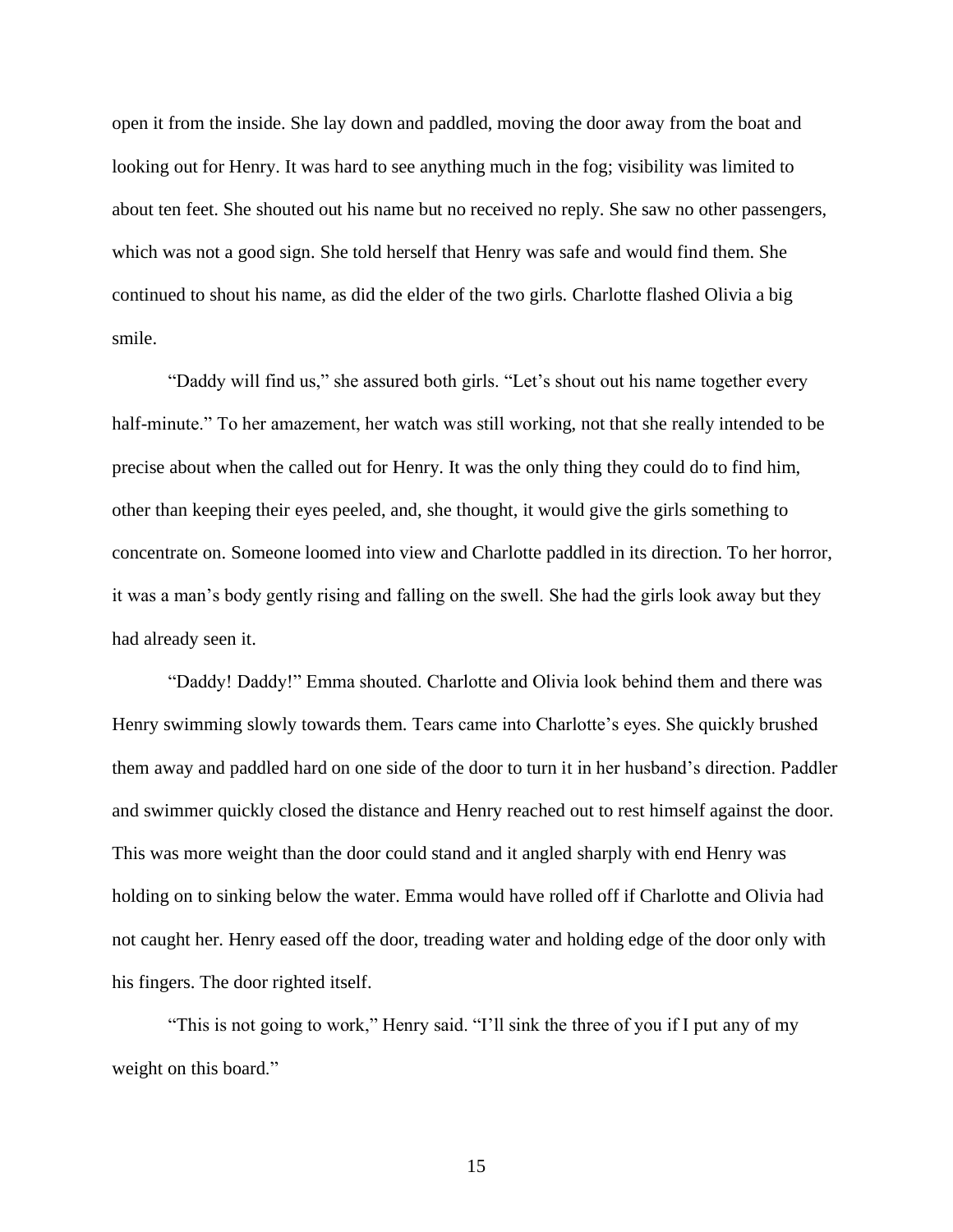open it from the inside. She lay down and paddled, moving the door away from the boat and looking out for Henry. It was hard to see anything much in the fog; visibility was limited to about ten feet. She shouted out his name but no received no reply. She saw no other passengers, which was not a good sign. She told herself that Henry was safe and would find them. She continued to shout his name, as did the elder of the two girls. Charlotte flashed Olivia a big smile.

"Daddy will find us," she assured both girls. "Let's shout out his name together every half-minute." To her amazement, her watch was still working, not that she really intended to be precise about when the called out for Henry. It was the only thing they could do to find him, other than keeping their eyes peeled, and, she thought, it would give the girls something to concentrate on. Someone loomed into view and Charlotte paddled in its direction. To her horror, it was a man's body gently rising and falling on the swell. She had the girls look away but they had already seen it.

"Daddy! Daddy!" Emma shouted. Charlotte and Olivia look behind them and there was Henry swimming slowly towards them. Tears came into Charlotte's eyes. She quickly brushed them away and paddled hard on one side of the door to turn it in her husband's direction. Paddler and swimmer quickly closed the distance and Henry reached out to rest himself against the door. This was more weight than the door could stand and it angled sharply with end Henry was holding on to sinking below the water. Emma would have rolled off if Charlotte and Olivia had not caught her. Henry eased off the door, treading water and holding edge of the door only with his fingers. The door righted itself.

"This is not going to work," Henry said. "I'll sink the three of you if I put any of my weight on this board."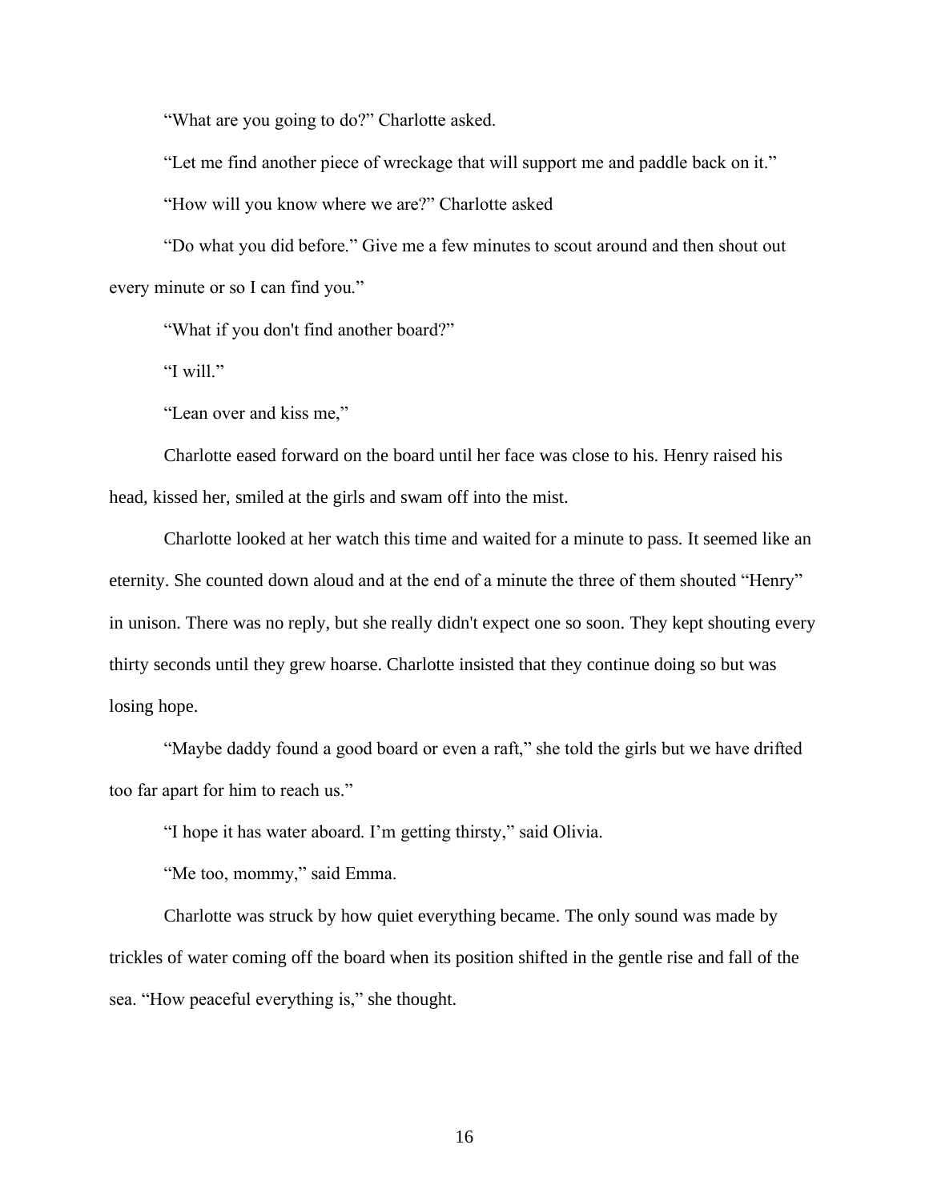"What are you going to do?" Charlotte asked.

"Let me find another piece of wreckage that will support me and paddle back on it."

"How will you know where we are?" Charlotte asked

"Do what you did before." Give me a few minutes to scout around and then shout out every minute or so I can find you."

"What if you don't find another board?"

"I will."

"Lean over and kiss me,"

Charlotte eased forward on the board until her face was close to his. Henry raised his head, kissed her, smiled at the girls and swam off into the mist.

Charlotte looked at her watch this time and waited for a minute to pass. It seemed like an eternity. She counted down aloud and at the end of a minute the three of them shouted "Henry" in unison. There was no reply, but she really didn't expect one so soon. They kept shouting every thirty seconds until they grew hoarse. Charlotte insisted that they continue doing so but was losing hope.

"Maybe daddy found a good board or even a raft," she told the girls but we have drifted too far apart for him to reach us."

"I hope it has water aboard. I'm getting thirsty," said Olivia.

"Me too, mommy," said Emma.

Charlotte was struck by how quiet everything became. The only sound was made by trickles of water coming off the board when its position shifted in the gentle rise and fall of the sea. "How peaceful everything is," she thought.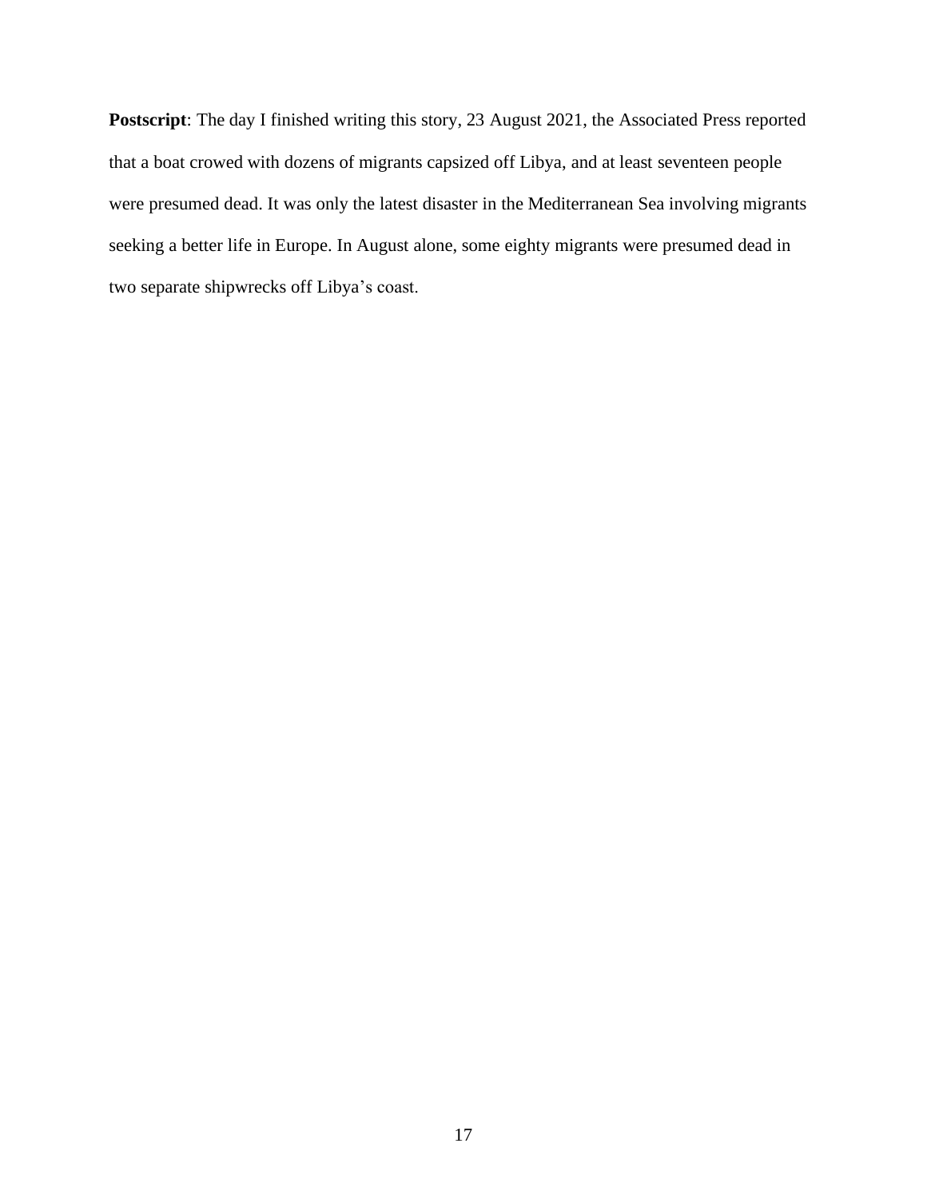**Postscript**: The day I finished writing this story, 23 August 2021, the Associated Press reported that a boat crowed with dozens of migrants capsized off Libya, and at least seventeen people were presumed dead. It was only the latest disaster in the Mediterranean Sea involving migrants seeking a better life in Europe. In August alone, some eighty migrants were presumed dead in two separate shipwrecks off Libya's coast.